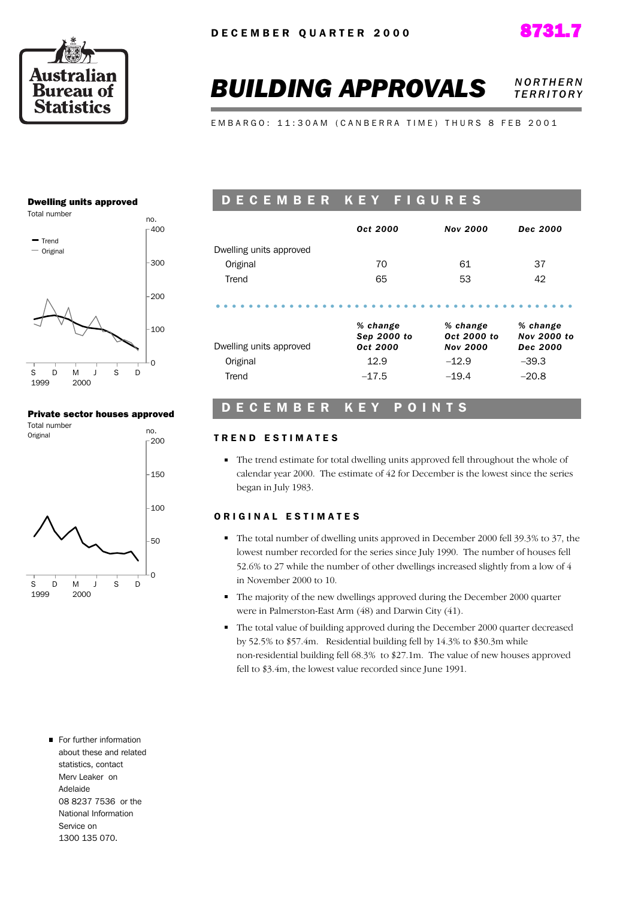DECEMBER QUARTER 2000

8731.7

Australian Bureau of Statistics

# BUILDING APPROVALS

NORTHERN TERRITORY

EMBARGO: 11:30AM (CANBERRA TIME) THURS 8 FEB 2001

## DECEMBER KEY FIGURES

| | Oct 2000 | Nov 2000 | Dec 2000 |
|---|---|---|---|
| Dwelling units approved | | | |
| Original | 70 | 61 | 37 |
| Trend | 65 | 53 | 42 |

| Dwelling units approved | % change Sep 2000 to Oct 2000 | % change Oct 2000 to Nov 2000 | % change Nov 2000 to Dec 2000 |
|---|---|---|---|
| Original | 12.9 | –12.9 | –39.3 |
| Trend | –17.5 | –19.4 | –20.8 |

## DECEMBER KEY POINTS

### TREND ESTIMATES

- The trend estimate for total dwelling units approved fell throughout the whole of calendar year 2000. The estimate of 42 for December is the lowest since the series began in July 1983.

### ORIGINAL ESTIMATES

- The total number of dwelling units approved in December 2000 fell 39.3% to 37, the lowest number recorded for the series since July 1990. The number of houses fell 52.6% to 27 while the number of other dwellings increased slightly from a low of 4 in November 2000 to 10.
- The majority of the new dwellings approved during the December 2000 quarter were in Palmerston-East Arm (48) and Darwin City (41).
- The total value of building approved during the December 2000 quarter decreased by 52.5% to $57.4m. Residential building fell by 14.3% to $30.3m while non-residential building fell 68.3% to $27.1m. The value of new houses approved fell to $3.4m, the lowest value recorded since June 1991.

**Dwelling units approved**
Total number

**Private sector houses approved**
Total number
Original

- For further information about these and related statistics, contact Merv Leaker on Adelaide 08 8237 7536 or the National Information Service on 1300 135 070.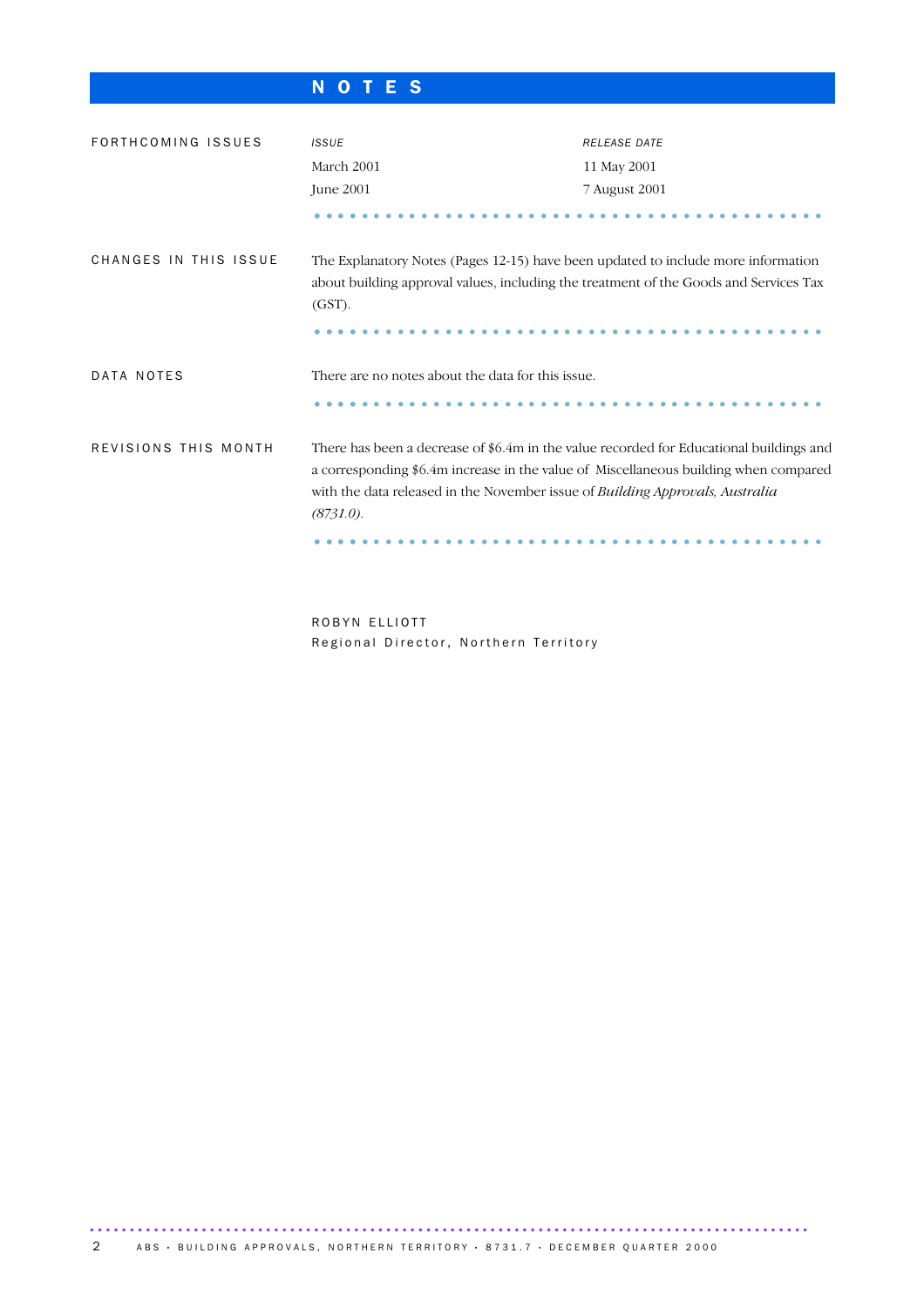# NOTES

## FORTHCOMING ISSUES

| *ISSUE* | *RELEASE DATE* |
| --- | --- |
| March 2001 | 11 May 2001 |
| June 2001 | 7 August 2001 |

## CHANGES IN THIS ISSUE

The Explanatory Notes (Pages 12-15) have been updated to include more information about building approval values, including the treatment of the Goods and Services Tax (GST).

## DATA NOTES

There are no notes about the data for this issue.

## REVISIONS THIS MONTH

There has been a decrease of $6.4m in the value recorded for Educational buildings and a corresponding $6.4m increase in the value of Miscellaneous building when compared with the data released in the November issue of *Building Approvals, Australia (8731.0).*

ROBYN ELLIOTT
Regional Director, Northern Territory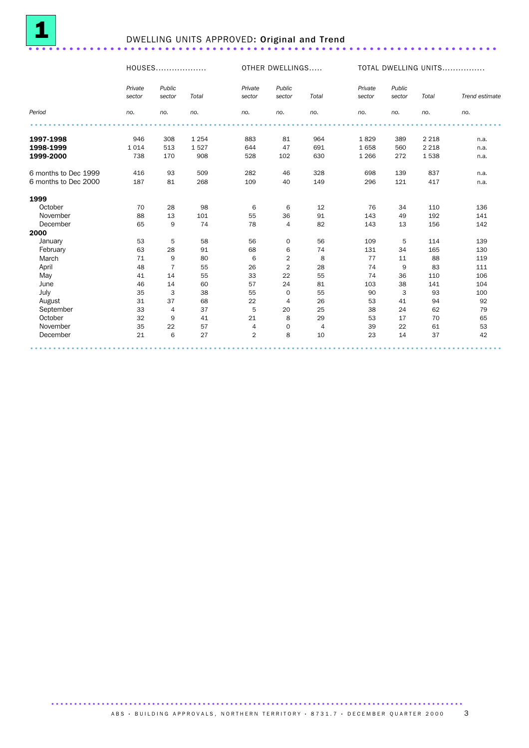## 1 DWELLING UNITS APPROVED: **Original and Trend**

| Period | HOUSES | | | OTHER DWELLINGS | | | TOTAL DWELLING UNITS | | | |
|---|---|---|---|---|---|---|---|---|---|---|
| | *Private sector* | *Public sector* | *Total* | *Private sector* | *Public sector* | *Total* | *Private sector* | *Public sector* | *Total* | *Trend estimate* |
| | *no.* | *no.* | *no.* | *no.* | *no.* | *no.* | *no.* | *no.* | *no.* | *no.* |
| **1997-1998** | 946 | 308 | 1 254 | 883 | 81 | 964 | 1 829 | 389 | 2 218 | n.a. |
| **1998-1999** | 1 014 | 513 | 1 527 | 644 | 47 | 691 | 1 658 | 560 | 2 218 | n.a. |
| **1999-2000** | 738 | 170 | 908 | 528 | 102 | 630 | 1 266 | 272 | 1 538 | n.a. |
| 6 months to Dec 1999 | 416 | 93 | 509 | 282 | 46 | 328 | 698 | 139 | 837 | n.a. |
| 6 months to Dec 2000 | 187 | 81 | 268 | 109 | 40 | 149 | 296 | 121 | 417 | n.a. |
| **1999** | | | | | | | | | | |
| October | 70 | 28 | 98 | 6 | 6 | 12 | 76 | 34 | 110 | 136 |
| November | 88 | 13 | 101 | 55 | 36 | 91 | 143 | 49 | 192 | 141 |
| December | 65 | 9 | 74 | 78 | 4 | 82 | 143 | 13 | 156 | 142 |
| **2000** | | | | | | | | | | |
| January | 53 | 5 | 58 | 56 | 0 | 56 | 109 | 5 | 114 | 139 |
| February | 63 | 28 | 91 | 68 | 6 | 74 | 131 | 34 | 165 | 130 |
| March | 71 | 9 | 80 | 6 | 2 | 8 | 77 | 11 | 88 | 119 |
| April | 48 | 7 | 55 | 26 | 2 | 28 | 74 | 9 | 83 | 111 |
| May | 41 | 14 | 55 | 33 | 22 | 55 | 74 | 36 | 110 | 106 |
| June | 46 | 14 | 60 | 57 | 24 | 81 | 103 | 38 | 141 | 104 |
| July | 35 | 3 | 38 | 55 | 0 | 55 | 90 | 3 | 93 | 100 |
| August | 31 | 37 | 68 | 22 | 4 | 26 | 53 | 41 | 94 | 92 |
| September | 33 | 4 | 37 | 5 | 20 | 25 | 38 | 24 | 62 | 79 |
| October | 32 | 9 | 41 | 21 | 8 | 29 | 53 | 17 | 70 | 65 |
| November | 35 | 22 | 57 | 4 | 0 | 4 | 39 | 22 | 61 | 53 |
| December | 21 | 6 | 27 | 2 | 8 | 10 | 23 | 14 | 37 | 42 |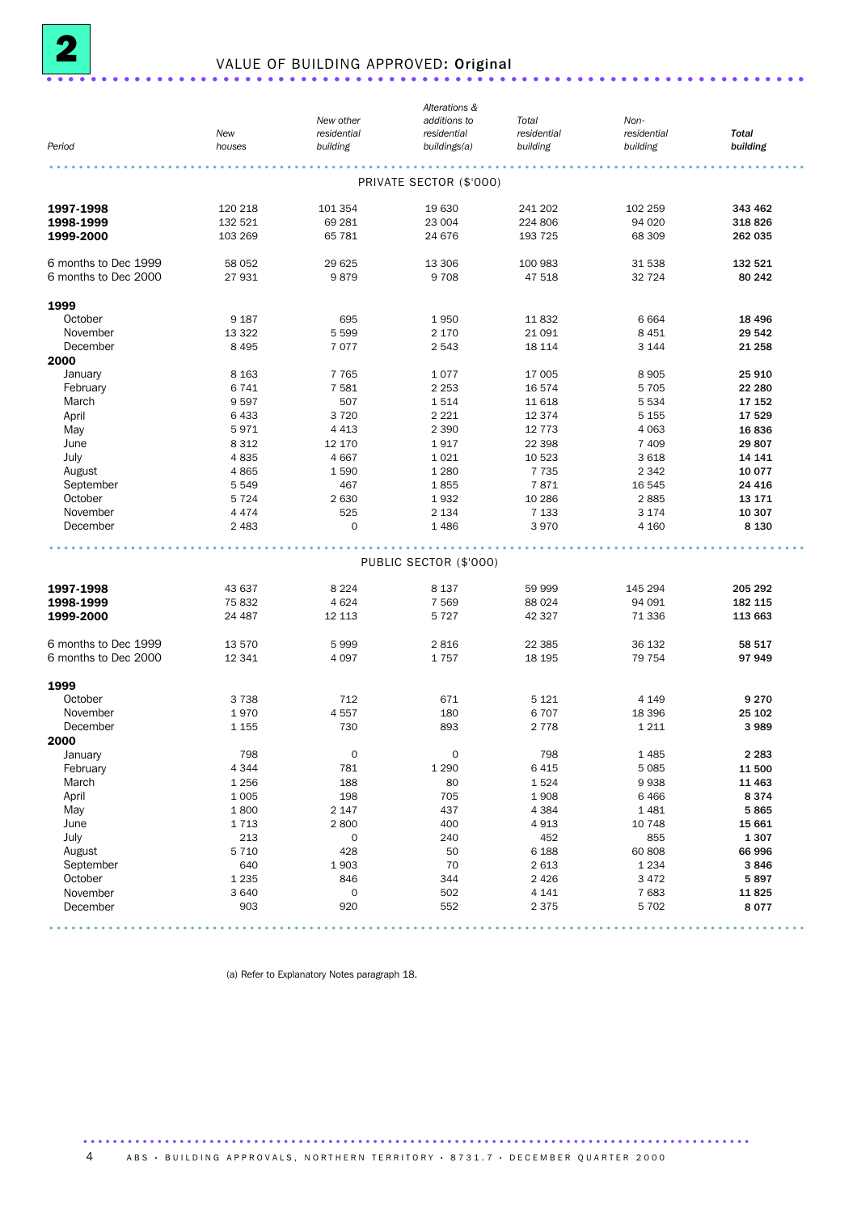# 2 VALUE OF BUILDING APPROVED: Original

| Period | New houses | New other residential building | Alterations & additions to residential buildings(a) | Total residential building | Non-residential building | Total building |
|---|---|---|---|---|---|---|
| | | | PRIVATE SECTOR ($'000) | | | |
| **1997-1998** | 120 218 | 101 354 | 19 630 | 241 202 | 102 259 | **343 462** |
| **1998-1999** | 132 521 | 69 281 | 23 004 | 224 806 | 94 020 | **318 826** |
| **1999-2000** | 103 269 | 65 781 | 24 676 | 193 725 | 68 309 | **262 035** |
| 6 months to Dec 1999 | 58 052 | 29 625 | 13 306 | 100 983 | 31 538 | **132 521** |
| 6 months to Dec 2000 | 27 931 | 9 879 | 9 708 | 47 518 | 32 724 | **80 242** |
| **1999** | | | | | | |
| October | 9 187 | 695 | 1 950 | 11 832 | 6 664 | **18 496** |
| November | 13 322 | 5 599 | 2 170 | 21 091 | 8 451 | **29 542** |
| December | 8 495 | 7 077 | 2 543 | 18 114 | 3 144 | **21 258** |
| **2000** | | | | | | |
| January | 8 163 | 7 765 | 1 077 | 17 005 | 8 905 | **25 910** |
| February | 6 741 | 7 581 | 2 253 | 16 574 | 5 705 | **22 280** |
| March | 9 597 | 507 | 1 514 | 11 618 | 5 534 | **17 152** |
| April | 6 433 | 3 720 | 2 221 | 12 374 | 5 155 | **17 529** |
| May | 5 971 | 4 413 | 2 390 | 12 773 | 4 063 | **16 836** |
| June | 8 312 | 12 170 | 1 917 | 22 398 | 7 409 | **29 807** |
| July | 4 835 | 4 667 | 1 021 | 10 523 | 3 618 | **14 141** |
| August | 4 865 | 1 590 | 1 280 | 7 735 | 2 342 | **10 077** |
| September | 5 549 | 467 | 1 855 | 7 871 | 16 545 | **24 416** |
| October | 5 724 | 2 630 | 1 932 | 10 286 | 2 885 | **13 171** |
| November | 4 474 | 525 | 2 134 | 7 133 | 3 174 | **10 307** |
| December | 2 483 | 0 | 1 486 | 3 970 | 4 160 | **8 130** |
| | | | PUBLIC SECTOR ($'000) | | | |
| **1997-1998** | 43 637 | 8 224 | 8 137 | 59 999 | 145 294 | **205 292** |
| **1998-1999** | 75 832 | 4 624 | 7 569 | 88 024 | 94 091 | **182 115** |
| **1999-2000** | 24 487 | 12 113 | 5 727 | 42 327 | 71 336 | **113 663** |
| 6 months to Dec 1999 | 13 570 | 5 999 | 2 816 | 22 385 | 36 132 | **58 517** |
| 6 months to Dec 2000 | 12 341 | 4 097 | 1 757 | 18 195 | 79 754 | **97 949** |
| **1999** | | | | | | |
| October | 3 738 | 712 | 671 | 5 121 | 4 149 | **9 270** |
| November | 1 970 | 4 557 | 180 | 6 707 | 18 396 | **25 102** |
| December | 1 155 | 730 | 893 | 2 778 | 1 211 | **3 989** |
| **2000** | | | | | | |
| January | 798 | 0 | 0 | 798 | 1 485 | **2 283** |
| February | 4 344 | 781 | 1 290 | 6 415 | 5 085 | **11 500** |
| March | 1 256 | 188 | 80 | 1 524 | 9 938 | **11 463** |
| April | 1 005 | 198 | 705 | 1 908 | 6 466 | **8 374** |
| May | 1 800 | 2 147 | 437 | 4 384 | 1 481 | **5 865** |
| June | 1 713 | 2 800 | 400 | 4 913 | 10 748 | **15 661** |
| July | 213 | 0 | 240 | 452 | 855 | **1 307** |
| August | 5 710 | 428 | 50 | 6 188 | 60 808 | **66 996** |
| September | 640 | 1 903 | 70 | 2 613 | 1 234 | **3 846** |
| October | 1 235 | 846 | 344 | 2 426 | 3 472 | **5 897** |
| November | 3 640 | 0 | 502 | 4 141 | 7 683 | **11 825** |
| December | 903 | 920 | 552 | 2 375 | 5 702 | **8 077** |

(a) Refer to Explanatory Notes paragraph 18.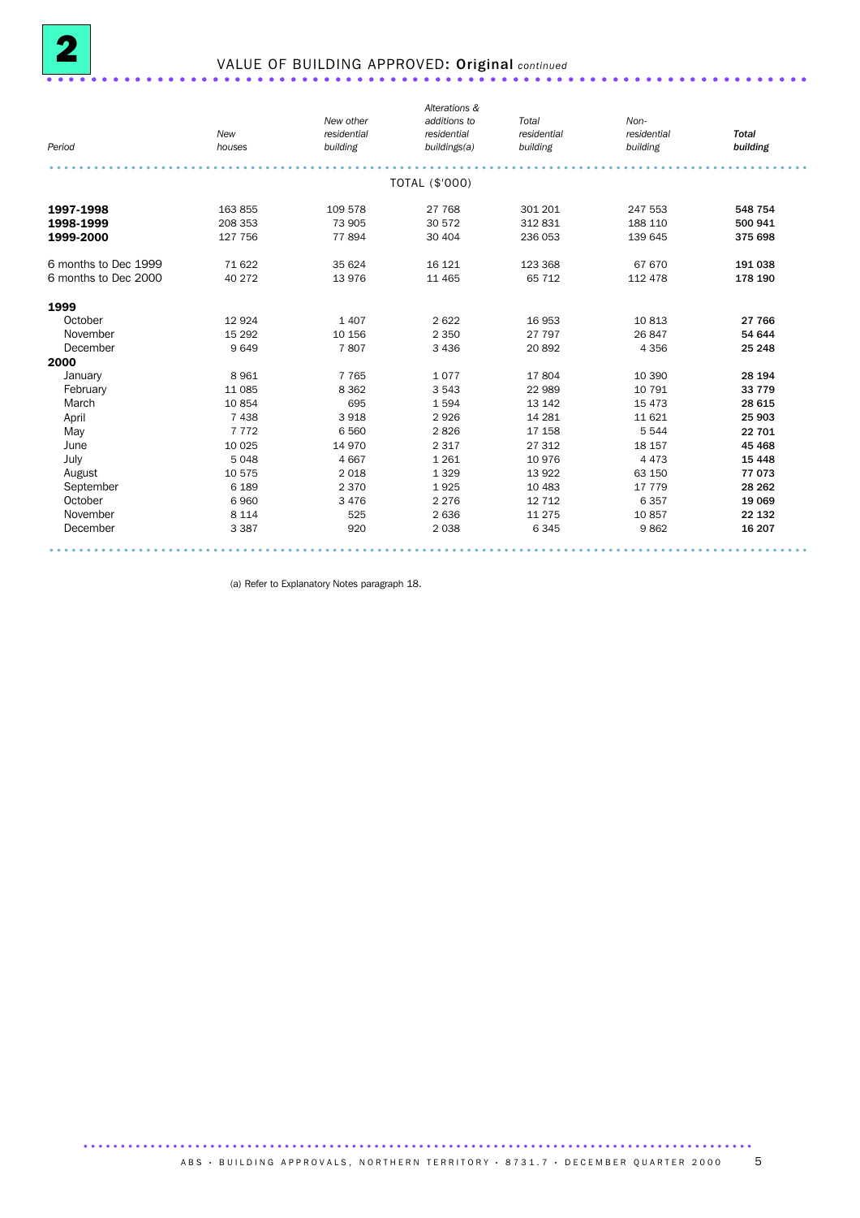## 2 VALUE OF BUILDING APPROVED: Original *continued*

| *Period* | *New houses* | *New other residential building* | *Alterations & additions to residential buildings(a)* | *Total residential building* | *Non-residential building* | ***Total building*** |
|---|---|---|---|---|---|---|
| | | | TOTAL ($'000) | | | |
| **1997-1998** | 163 855 | 109 578 | 27 768 | 301 201 | 247 553 | **548 754** |
| **1998-1999** | 208 353 | 73 905 | 30 572 | 312 831 | 188 110 | **500 941** |
| **1999-2000** | 127 756 | 77 894 | 30 404 | 236 053 | 139 645 | **375 698** |
| 6 months to Dec 1999 | 71 622 | 35 624 | 16 121 | 123 368 | 67 670 | **191 038** |
| 6 months to Dec 2000 | 40 272 | 13 976 | 11 465 | 65 712 | 112 478 | **178 190** |
| **1999** | | | | | | |
| October | 12 924 | 1 407 | 2 622 | 16 953 | 10 813 | **27 766** |
| November | 15 292 | 10 156 | 2 350 | 27 797 | 26 847 | **54 644** |
| December | 9 649 | 7 807 | 3 436 | 20 892 | 4 356 | **25 248** |
| **2000** | | | | | | |
| January | 8 961 | 7 765 | 1 077 | 17 804 | 10 390 | **28 194** |
| February | 11 085 | 8 362 | 3 543 | 22 989 | 10 791 | **33 779** |
| March | 10 854 | 695 | 1 594 | 13 142 | 15 473 | **28 615** |
| April | 7 438 | 3 918 | 2 926 | 14 281 | 11 621 | **25 903** |
| May | 7 772 | 6 560 | 2 826 | 17 158 | 5 544 | **22 701** |
| June | 10 025 | 14 970 | 2 317 | 27 312 | 18 157 | **45 468** |
| July | 5 048 | 4 667 | 1 261 | 10 976 | 4 473 | **15 448** |
| August | 10 575 | 2 018 | 1 329 | 13 922 | 63 150 | **77 073** |
| September | 6 189 | 2 370 | 1 925 | 10 483 | 17 779 | **28 262** |
| October | 6 960 | 3 476 | 2 276 | 12 712 | 6 357 | **19 069** |
| November | 8 114 | 525 | 2 636 | 11 275 | 10 857 | **22 132** |
| December | 3 387 | 920 | 2 038 | 6 345 | 9 862 | **16 207** |

(a) Refer to Explanatory Notes paragraph 18.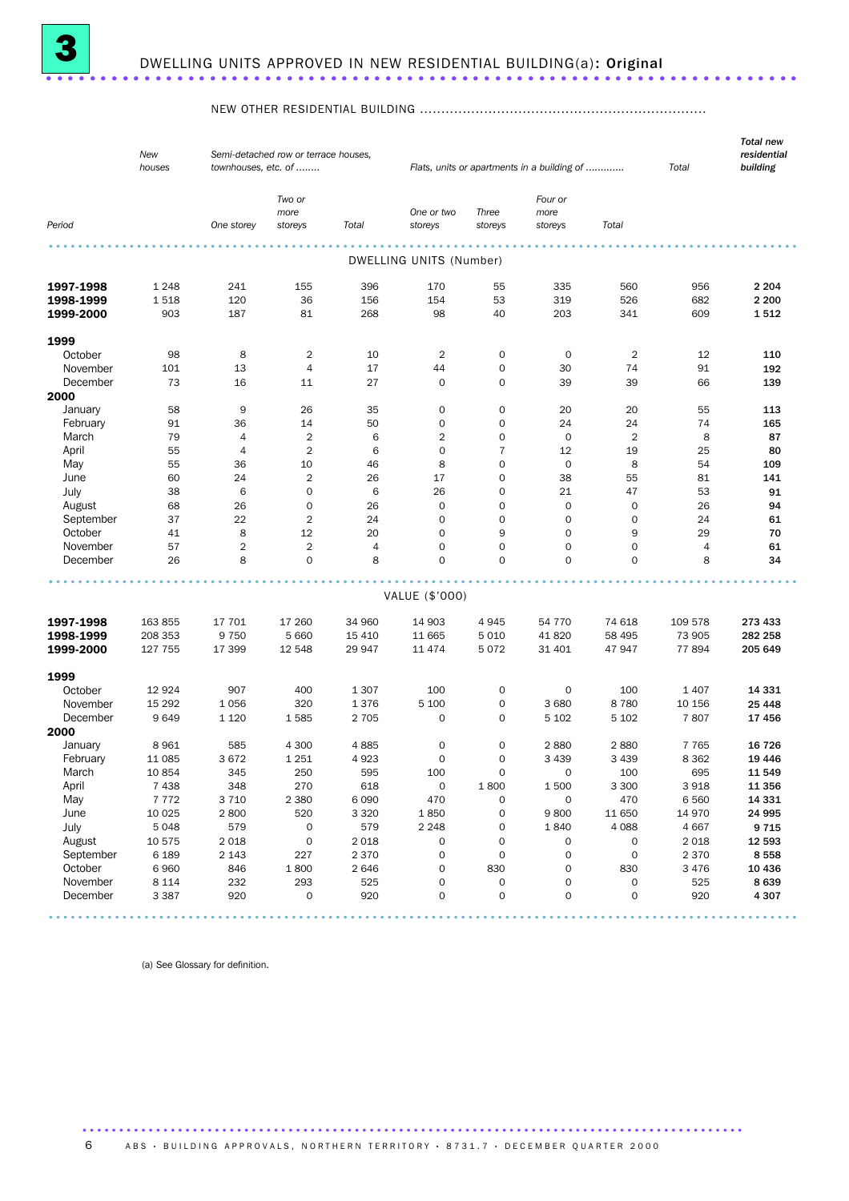# 3 DWELLING UNITS APPROVED IN NEW RESIDENTIAL BUILDING(a): Original

| Period | New houses | NEW OTHER RESIDENTIAL BUILDING — Semi-detached row or terrace houses, townhouses, etc. of ........ One storey | Two or more storeys | Total | Flats, units or apartments in a building of ............ One or two storeys | Three storeys | Four or more storeys | Total | Total | Total new residential building |
|---|---|---|---|---|---|---|---|---|---|---|
| **DWELLING UNITS (Number)** | | | | | | | | | | |
| **1997-1998** | 1 248 | 241 | 155 | 396 | 170 | 55 | 335 | 560 | 956 | **2 204** |
| **1998-1999** | 1 518 | 120 | 36 | 156 | 154 | 53 | 319 | 526 | 682 | **2 200** |
| **1999-2000** | 903 | 187 | 81 | 268 | 98 | 40 | 203 | 341 | 609 | **1 512** |
| **1999** | | | | | | | | | | |
| October | 98 | 8 | 2 | 10 | 2 | 0 | 0 | 2 | 12 | **110** |
| November | 101 | 13 | 4 | 17 | 44 | 0 | 30 | 74 | 91 | **192** |
| December | 73 | 16 | 11 | 27 | 0 | 0 | 39 | 39 | 66 | **139** |
| **2000** | | | | | | | | | | |
| January | 58 | 9 | 26 | 35 | 0 | 0 | 20 | 20 | 55 | **113** |
| February | 91 | 36 | 14 | 50 | 0 | 0 | 24 | 24 | 74 | **165** |
| March | 79 | 4 | 2 | 6 | 2 | 0 | 0 | 2 | 8 | **87** |
| April | 55 | 4 | 2 | 6 | 0 | 7 | 12 | 19 | 25 | **80** |
| May | 55 | 36 | 10 | 46 | 8 | 0 | 0 | 8 | 54 | **109** |
| June | 60 | 24 | 2 | 26 | 17 | 0 | 38 | 55 | 81 | **141** |
| July | 38 | 6 | 0 | 6 | 26 | 0 | 21 | 47 | 53 | **91** |
| August | 68 | 26 | 0 | 26 | 0 | 0 | 0 | 0 | 26 | **94** |
| September | 37 | 22 | 2 | 24 | 0 | 0 | 0 | 0 | 24 | **61** |
| October | 41 | 8 | 12 | 20 | 0 | 9 | 0 | 9 | 29 | **70** |
| November | 57 | 2 | 2 | 4 | 0 | 0 | 0 | 0 | 4 | **61** |
| December | 26 | 8 | 0 | 8 | 0 | 0 | 0 | 0 | 8 | **34** |
| **VALUE ($'000)** | | | | | | | | | | |
| **1997-1998** | 163 855 | 17 701 | 17 260 | 34 960 | 14 903 | 4 945 | 54 770 | 74 618 | 109 578 | **273 433** |
| **1998-1999** | 208 353 | 9 750 | 5 660 | 15 410 | 11 665 | 5 010 | 41 820 | 58 495 | 73 905 | **282 258** |
| **1999-2000** | 127 755 | 17 399 | 12 548 | 29 947 | 11 474 | 5 072 | 31 401 | 47 947 | 77 894 | **205 649** |
| **1999** | | | | | | | | | | |
| October | 12 924 | 907 | 400 | 1 307 | 100 | 0 | 0 | 100 | 1 407 | **14 331** |
| November | 15 292 | 1 056 | 320 | 1 376 | 5 100 | 0 | 3 680 | 8 780 | 10 156 | **25 448** |
| December | 9 649 | 1 120 | 1 585 | 2 705 | 0 | 0 | 5 102 | 5 102 | 7 807 | **17 456** |
| **2000** | | | | | | | | | | |
| January | 8 961 | 585 | 4 300 | 4 885 | 0 | 0 | 2 880 | 2 880 | 7 765 | **16 726** |
| February | 11 085 | 3 672 | 1 251 | 4 923 | 0 | 0 | 3 439 | 3 439 | 8 362 | **19 446** |
| March | 10 854 | 345 | 250 | 595 | 100 | 0 | 0 | 100 | 695 | **11 549** |
| April | 7 438 | 348 | 270 | 618 | 0 | 1 800 | 1 500 | 3 300 | 3 918 | **11 356** |
| May | 7 772 | 3 710 | 2 380 | 6 090 | 470 | 0 | 0 | 470 | 6 560 | **14 331** |
| June | 10 025 | 2 800 | 520 | 3 320 | 1 850 | 0 | 9 800 | 11 650 | 14 970 | **24 995** |
| July | 5 048 | 579 | 0 | 579 | 2 248 | 0 | 1 840 | 4 088 | 4 667 | **9 715** |
| August | 10 575 | 2 018 | 0 | 2 018 | 0 | 0 | 0 | 0 | 2 018 | **12 593** |
| September | 6 189 | 2 143 | 227 | 2 370 | 0 | 0 | 0 | 0 | 2 370 | **8 558** |
| October | 6 960 | 846 | 1 800 | 2 646 | 0 | 830 | 0 | 830 | 3 476 | **10 436** |
| November | 8 114 | 232 | 293 | 525 | 0 | 0 | 0 | 0 | 525 | **8 639** |
| December | 3 387 | 920 | 0 | 920 | 0 | 0 | 0 | 0 | 920 | **4 307** |

(a) See Glossary for definition.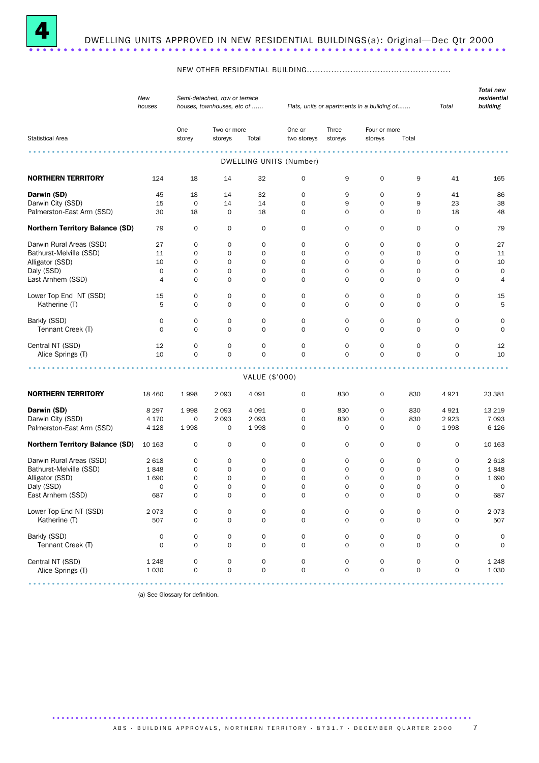# 4 DWELLING UNITS APPROVED IN NEW RESIDENTIAL BUILDINGS(a): Original—Dec Qtr 2000

| Statistical Area | New houses | NEW OTHER RESIDENTIAL BUILDING | | | | | | | | Total new residential building |
|---|---|---|---|---|---|---|---|---|---|---|
| | | *Semi-detached, row or terrace houses, townhouses, etc of ......* | | | *Flats, units or apartments in a building of.......* | | | | *Total* | |
| | | One storey | Two or more storeys | Total | One or two storeys | Three storeys | Four or more storeys | Total | | |
| **DWELLING UNITS (Number)** | | | | | | | | | | |
| **NORTHERN TERRITORY** | 124 | 18 | 14 | 32 | 0 | 9 | 0 | 9 | 41 | 165 |
| **Darwin (SD)** | 45 | 18 | 14 | 32 | 0 | 9 | 0 | 9 | 41 | 86 |
| Darwin City (SSD) | 15 | 0 | 14 | 14 | 0 | 9 | 0 | 9 | 23 | 38 |
| Palmerston-East Arm (SSD) | 30 | 18 | 0 | 18 | 0 | 0 | 0 | 0 | 18 | 48 |
| **Northern Territory Balance (SD)** | 79 | 0 | 0 | 0 | 0 | 0 | 0 | 0 | 0 | 79 |
| Darwin Rural Areas (SSD) | 27 | 0 | 0 | 0 | 0 | 0 | 0 | 0 | 0 | 27 |
| Bathurst-Melville (SSD) | 11 | 0 | 0 | 0 | 0 | 0 | 0 | 0 | 0 | 11 |
| Alligator (SSD) | 10 | 0 | 0 | 0 | 0 | 0 | 0 | 0 | 0 | 10 |
| Daly (SSD) | 0 | 0 | 0 | 0 | 0 | 0 | 0 | 0 | 0 | 0 |
| East Arnhem (SSD) | 4 | 0 | 0 | 0 | 0 | 0 | 0 | 0 | 0 | 4 |
| Lower Top End NT (SSD) | 15 | 0 | 0 | 0 | 0 | 0 | 0 | 0 | 0 | 15 |
| Katherine (T) | 5 | 0 | 0 | 0 | 0 | 0 | 0 | 0 | 0 | 5 |
| Barkly (SSD) | 0 | 0 | 0 | 0 | 0 | 0 | 0 | 0 | 0 | 0 |
| Tennant Creek (T) | 0 | 0 | 0 | 0 | 0 | 0 | 0 | 0 | 0 | 0 |
| Central NT (SSD) | 12 | 0 | 0 | 0 | 0 | 0 | 0 | 0 | 0 | 12 |
| Alice Springs (T) | 10 | 0 | 0 | 0 | 0 | 0 | 0 | 0 | 0 | 10 |
| **VALUE ($'000)** | | | | | | | | | | |
| **NORTHERN TERRITORY** | 18 460 | 1 998 | 2 093 | 4 091 | 0 | 830 | 0 | 830 | 4 921 | 23 381 |
| **Darwin (SD)** | 8 297 | 1 998 | 2 093 | 4 091 | 0 | 830 | 0 | 830 | 4 921 | 13 219 |
| Darwin City (SSD) | 4 170 | 0 | 2 093 | 2 093 | 0 | 830 | 0 | 830 | 2 923 | 7 093 |
| Palmerston-East Arm (SSD) | 4 128 | 1 998 | 0 | 1 998 | 0 | 0 | 0 | 0 | 1 998 | 6 126 |
| **Northern Territory Balance (SD)** | 10 163 | 0 | 0 | 0 | 0 | 0 | 0 | 0 | 0 | 10 163 |
| Darwin Rural Areas (SSD) | 2 618 | 0 | 0 | 0 | 0 | 0 | 0 | 0 | 0 | 2 618 |
| Bathurst-Melville (SSD) | 1 848 | 0 | 0 | 0 | 0 | 0 | 0 | 0 | 0 | 1 848 |
| Alligator (SSD) | 1 690 | 0 | 0 | 0 | 0 | 0 | 0 | 0 | 0 | 1 690 |
| Daly (SSD) | 0 | 0 | 0 | 0 | 0 | 0 | 0 | 0 | 0 | 0 |
| East Arnhem (SSD) | 687 | 0 | 0 | 0 | 0 | 0 | 0 | 0 | 0 | 687 |
| Lower Top End NT (SSD) | 2 073 | 0 | 0 | 0 | 0 | 0 | 0 | 0 | 0 | 2 073 |
| Katherine (T) | 507 | 0 | 0 | 0 | 0 | 0 | 0 | 0 | 0 | 507 |
| Barkly (SSD) | 0 | 0 | 0 | 0 | 0 | 0 | 0 | 0 | 0 | 0 |
| Tennant Creek (T) | 0 | 0 | 0 | 0 | 0 | 0 | 0 | 0 | 0 | 0 |
| Central NT (SSD) | 1 248 | 0 | 0 | 0 | 0 | 0 | 0 | 0 | 0 | 1 248 |
| Alice Springs (T) | 1 030 | 0 | 0 | 0 | 0 | 0 | 0 | 0 | 0 | 1 030 |

(a) See Glossary for definition.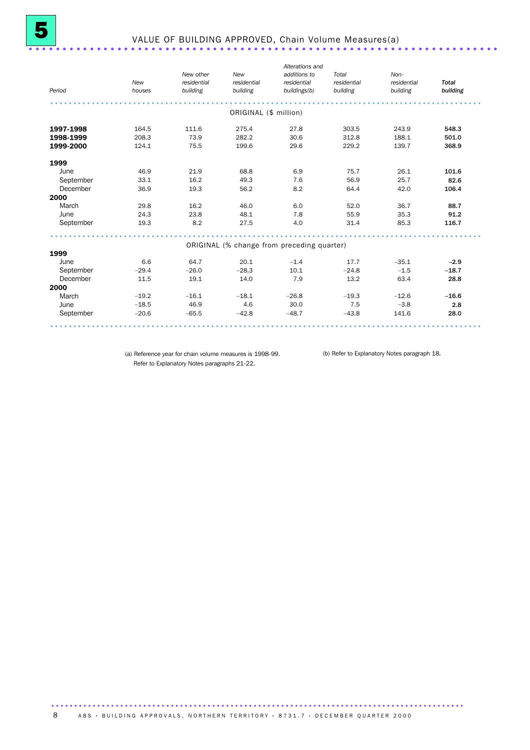# 5 VALUE OF BUILDING APPROVED, Chain Volume Measures(a)

| Period | *New houses* | *New other residential building* | *New residential building* | *Alterations and additions to residential buildings(b)* | *Total residential building* | *Non-residential building* | ***Total building*** |
|---|---|---|---|---|---|---|---|
| | | | ORIGINAL ($ million) | | | | |
| **1997-1998** | 164.5 | 111.6 | 275.4 | 27.8 | 303.5 | 243.9 | **548.3** |
| **1998-1999** | 208.3 | 73.9 | 282.2 | 30.6 | 312.8 | 188.1 | **501.0** |
| **1999-2000** | 124.1 | 75.5 | 199.6 | 29.6 | 229.2 | 139.7 | **368.9** |
| **1999** | | | | | | | |
| June | 46.9 | 21.9 | 68.8 | 6.9 | 75.7 | 26.1 | **101.6** |
| September | 33.1 | 16.2 | 49.3 | 7.6 | 56.9 | 25.7 | **82.6** |
| December | 36.9 | 19.3 | 56.2 | 8.2 | 64.4 | 42.0 | **106.4** |
| **2000** | | | | | | | |
| March | 29.8 | 16.2 | 46.0 | 6.0 | 52.0 | 36.7 | **88.7** |
| June | 24.3 | 23.8 | 48.1 | 7.8 | 55.9 | 35.3 | **91.2** |
| September | 19.3 | 8.2 | 27.5 | 4.0 | 31.4 | 85.3 | **116.7** |
| | | | ORIGINAL (% change from preceding quarter) | | | | |
| **1999** | | | | | | | |
| June | 6.6 | 64.7 | 20.1 | –1.4 | 17.7 | –35.1 | **–2.9** |
| September | –29.4 | –26.0 | –28.3 | 10.1 | –24.8 | –1.5 | **–18.7** |
| December | 11.5 | 19.1 | 14.0 | 7.9 | 13.2 | 63.4 | **28.8** |
| **2000** | | | | | | | |
| March | –19.2 | –16.1 | –18.1 | –26.8 | –19.3 | –12.6 | **–16.6** |
| June | –18.5 | 46.9 | 4.6 | 30.0 | 7.5 | –3.8 | **2.8** |
| September | –20.6 | –65.5 | –42.8 | –48.7 | –43.8 | 141.6 | **28.0** |

(a) Reference year for chain volume measures is 1998-99. Refer to Explanatory Notes paragraphs 21-22.

(b) Refer to Explanatory Notes paragraph 18.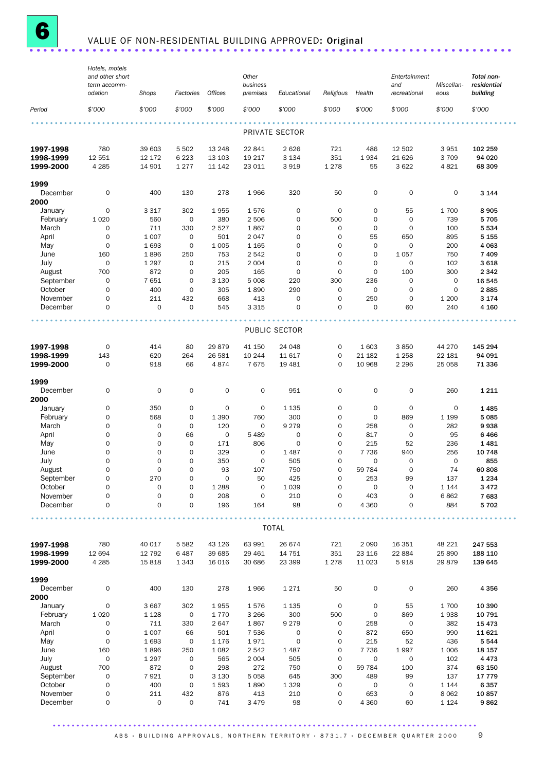## 6 VALUE OF NON-RESIDENTIAL BUILDING APPROVED: Original

| Period | Hotels, motels and other short term accommodation | Shops | Factories | Offices | Other business premises | Educational | Religious | Health | Entertainment and recreational | Miscellaneous | Total non-residential building |
|---|---|---|---|---|---|---|---|---|---|---|---|
| | $'000 | $'000 | $'000 | $'000 | $'000 | $'000 | $'000 | $'000 | $'000 | $'000 | $'000 |
| **PRIVATE SECTOR** | | | | | | | | | | | |
| **1997-1998** | 780 | 39 603 | 5 502 | 13 248 | 22 841 | 2 626 | 721 | 486 | 12 502 | 3 951 | **102 259** |
| **1998-1999** | 12 551 | 12 172 | 6 223 | 13 103 | 19 217 | 3 134 | 351 | 1 934 | 21 626 | 3 709 | **94 020** |
| **1999-2000** | 4 285 | 14 901 | 1 277 | 11 142 | 23 011 | 3 919 | 1 278 | 55 | 3 622 | 4 821 | **68 309** |
| **1999** | | | | | | | | | | | |
| December | 0 | 400 | 130 | 278 | 1 966 | 320 | 50 | 0 | 0 | 0 | **3 144** |
| **2000** | | | | | | | | | | | |
| January | 0 | 3 317 | 302 | 1 955 | 1 576 | 0 | 0 | 0 | 55 | 1 700 | **8 905** |
| February | 1 020 | 560 | 0 | 380 | 2 506 | 0 | 500 | 0 | 0 | 739 | **5 705** |
| March | 0 | 711 | 330 | 2 527 | 1 867 | 0 | 0 | 0 | 0 | 100 | **5 534** |
| April | 0 | 1 007 | 0 | 501 | 2 047 | 0 | 0 | 55 | 650 | 895 | **5 155** |
| May | 0 | 1 693 | 0 | 1 005 | 1 165 | 0 | 0 | 0 | 0 | 200 | **4 063** |
| June | 160 | 1 896 | 250 | 753 | 2 542 | 0 | 0 | 0 | 1 057 | 750 | **7 409** |
| July | 0 | 1 297 | 0 | 215 | 2 004 | 0 | 0 | 0 | 0 | 102 | **3 618** |
| August | 700 | 872 | 0 | 205 | 165 | 0 | 0 | 0 | 100 | 300 | **2 342** |
| September | 0 | 7 651 | 0 | 3 130 | 5 008 | 220 | 300 | 236 | 0 | 0 | **16 545** |
| October | 0 | 400 | 0 | 305 | 1 890 | 290 | 0 | 0 | 0 | 0 | **2 885** |
| November | 0 | 211 | 432 | 668 | 413 | 0 | 0 | 250 | 0 | 1 200 | **3 174** |
| December | 0 | 0 | 0 | 545 | 3 315 | 0 | 0 | 0 | 60 | 240 | **4 160** |
| **PUBLIC SECTOR** | | | | | | | | | | | |
| **1997-1998** | 0 | 414 | 80 | 29 879 | 41 150 | 24 048 | 0 | 1 603 | 3 850 | 44 270 | **145 294** |
| **1998-1999** | 143 | 620 | 264 | 26 581 | 10 244 | 11 617 | 0 | 21 182 | 1 258 | 22 181 | **94 091** |
| **1999-2000** | 0 | 918 | 66 | 4 874 | 7 675 | 19 481 | 0 | 10 968 | 2 296 | 25 058 | **71 336** |
| **1999** | | | | | | | | | | | |
| December | 0 | 0 | 0 | 0 | 0 | 951 | 0 | 0 | 0 | 260 | **1 211** |
| **2000** | | | | | | | | | | | |
| January | 0 | 350 | 0 | 0 | 0 | 1 135 | 0 | 0 | 0 | 0 | **1 485** |
| February | 0 | 568 | 0 | 1 390 | 760 | 300 | 0 | 0 | 869 | 1 199 | **5 085** |
| March | 0 | 0 | 0 | 120 | 0 | 9 279 | 0 | 258 | 0 | 282 | **9 938** |
| April | 0 | 0 | 66 | 0 | 5 489 | 0 | 0 | 817 | 0 | 95 | **6 466** |
| May | 0 | 0 | 0 | 171 | 806 | 0 | 0 | 215 | 52 | 236 | **1 481** |
| June | 0 | 0 | 0 | 329 | 0 | 1 487 | 0 | 7 736 | 940 | 256 | **10 748** |
| July | 0 | 0 | 0 | 350 | 0 | 505 | 0 | 0 | 0 | 0 | **855** |
| August | 0 | 0 | 0 | 93 | 107 | 750 | 0 | 59 784 | 0 | 74 | **60 808** |
| September | 0 | 270 | 0 | 0 | 50 | 425 | 0 | 253 | 99 | 137 | **1 234** |
| October | 0 | 0 | 0 | 1 288 | 0 | 1 039 | 0 | 0 | 0 | 1 144 | **3 472** |
| November | 0 | 0 | 0 | 208 | 0 | 210 | 0 | 403 | 0 | 6 862 | **7 683** |
| December | 0 | 0 | 0 | 196 | 164 | 98 | 0 | 4 360 | 0 | 884 | **5 702** |
| **TOTAL** | | | | | | | | | | | |
| **1997-1998** | 780 | 40 017 | 5 582 | 43 126 | 63 991 | 26 674 | 721 | 2 090 | 16 351 | 48 221 | **247 553** |
| **1998-1999** | 12 694 | 12 792 | 6 487 | 39 685 | 29 461 | 14 751 | 351 | 23 116 | 22 884 | 25 890 | **188 110** |
| **1999-2000** | 4 285 | 15 818 | 1 343 | 16 016 | 30 686 | 23 399 | 1 278 | 11 023 | 5 918 | 29 879 | **139 645** |
| **1999** | | | | | | | | | | | |
| December | 0 | 400 | 130 | 278 | 1 966 | 1 271 | 50 | 0 | 0 | 260 | **4 356** |
| **2000** | | | | | | | | | | | |
| January | 0 | 3 667 | 302 | 1 955 | 1 576 | 1 135 | 0 | 0 | 55 | 1 700 | **10 390** |
| February | 1 020 | 1 128 | 0 | 1 770 | 3 266 | 300 | 500 | 0 | 869 | 1 938 | **10 791** |
| March | 0 | 711 | 330 | 2 647 | 1 867 | 9 279 | 0 | 258 | 0 | 382 | **15 473** |
| April | 0 | 1 007 | 66 | 501 | 7 536 | 0 | 0 | 872 | 650 | 990 | **11 621** |
| May | 0 | 1 693 | 0 | 1 176 | 1 971 | 0 | 0 | 215 | 52 | 436 | **5 544** |
| June | 160 | 1 896 | 250 | 1 082 | 2 542 | 1 487 | 0 | 7 736 | 1 997 | 1 006 | **18 157** |
| July | 0 | 1 297 | 0 | 565 | 2 004 | 505 | 0 | 0 | 0 | 102 | **4 473** |
| August | 700 | 872 | 0 | 298 | 272 | 750 | 0 | 59 784 | 100 | 374 | **63 150** |
| September | 0 | 7 921 | 0 | 3 130 | 5 058 | 645 | 300 | 489 | 99 | 137 | **17 779** |
| October | 0 | 400 | 0 | 1 593 | 1 890 | 1 329 | 0 | 0 | 0 | 1 144 | **6 357** |
| November | 0 | 211 | 432 | 876 | 413 | 210 | 0 | 653 | 0 | 8 062 | **10 857** |
| December | 0 | 0 | 0 | 741 | 3 479 | 98 | 0 | 4 360 | 60 | 1 124 | **9 862** |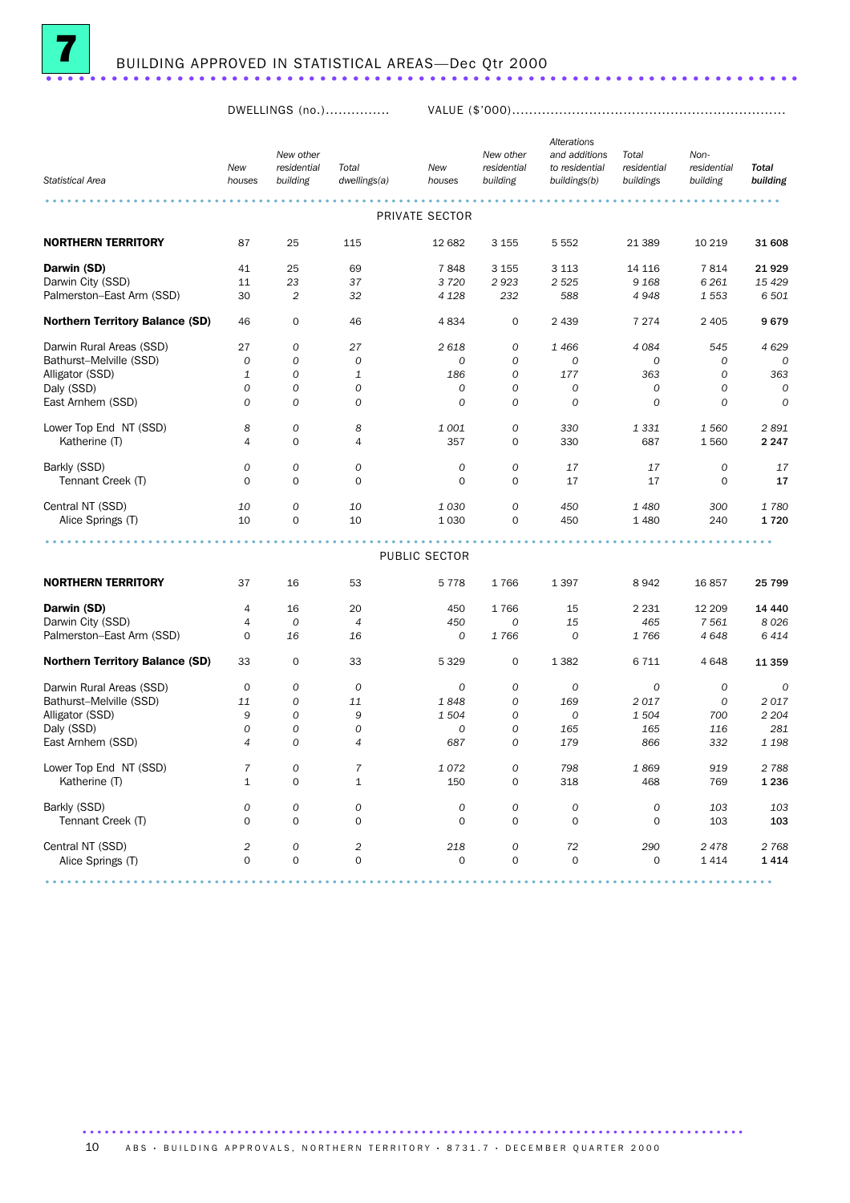# 7 BUILDING APPROVED IN STATISTICAL AREAS—Dec Qtr 2000

| Statistical Area | DWELLINGS (no.) New houses | New other residential building | Total dwellings(a) | VALUE ($'000) New houses | New other residential building | Alterations and additions to residential buildings(b) | Total residential buildings | Non-residential building | Total building |
|---|---|---|---|---|---|---|---|---|---|
| PRIVATE SECTOR | | | | | | | | | |
| **NORTHERN TERRITORY** | 87 | 25 | 115 | 12 682 | 3 155 | 5 552 | 21 389 | 10 219 | **31 608** |
| **Darwin (SD)** | 41 | 25 | 69 | 7 848 | 3 155 | 3 113 | 14 116 | 7 814 | **21 929** |
| Darwin City (SSD) | 11 | 23 | 37 | 3 720 | 2 923 | 2 525 | 9 168 | 6 261 | 15 429 |
| Palmerston–East Arm (SSD) | 30 | 2 | 32 | 4 128 | 232 | 588 | 4 948 | 1 553 | 6 501 |
| **Northern Territory Balance (SD)** | 46 | 0 | 46 | 4 834 | 0 | 2 439 | 7 274 | 2 405 | **9 679** |
| Darwin Rural Areas (SSD) | 27 | 0 | 27 | 2 618 | 0 | 1 466 | 4 084 | 545 | 4 629 |
| Bathurst–Melville (SSD) | 0 | 0 | 0 | 0 | 0 | 0 | 0 | 0 | 0 |
| Alligator (SSD) | 1 | 0 | 1 | 186 | 0 | 177 | 363 | 0 | 363 |
| Daly (SSD) | 0 | 0 | 0 | 0 | 0 | 0 | 0 | 0 | 0 |
| East Arnhem (SSD) | 0 | 0 | 0 | 0 | 0 | 0 | 0 | 0 | 0 |
| Lower Top End NT (SSD) | 8 | 0 | 8 | 1 001 | 0 | 330 | 1 331 | 1 560 | 2 891 |
| Katherine (T) | 4 | 0 | 4 | 357 | 0 | 330 | 687 | 1 560 | **2 247** |
| Barkly (SSD) | 0 | 0 | 0 | 0 | 0 | 17 | 17 | 0 | 17 |
| Tennant Creek (T) | 0 | 0 | 0 | 0 | 0 | 17 | 17 | 0 | **17** |
| Central NT (SSD) | 10 | 0 | 10 | 1 030 | 0 | 450 | 1 480 | 300 | 1 780 |
| Alice Springs (T) | 10 | 0 | 10 | 1 030 | 0 | 450 | 1 480 | 240 | **1 720** |
| PUBLIC SECTOR | | | | | | | | | |
| **NORTHERN TERRITORY** | 37 | 16 | 53 | 5 778 | 1 766 | 1 397 | 8 942 | 16 857 | **25 799** |
| **Darwin (SD)** | 4 | 16 | 20 | 450 | 1 766 | 15 | 2 231 | 12 209 | **14 440** |
| Darwin City (SSD) | 4 | 0 | 4 | 450 | 0 | 15 | 465 | 7 561 | 8 026 |
| Palmerston–East Arm (SSD) | 0 | 16 | 16 | 0 | 1 766 | 0 | 1 766 | 4 648 | 6 414 |
| **Northern Territory Balance (SD)** | 33 | 0 | 33 | 5 329 | 0 | 1 382 | 6 711 | 4 648 | **11 359** |
| Darwin Rural Areas (SSD) | 0 | 0 | 0 | 0 | 0 | 0 | 0 | 0 | 0 |
| Bathurst–Melville (SSD) | 11 | 0 | 11 | 1 848 | 0 | 169 | 2 017 | 0 | 2 017 |
| Alligator (SSD) | 9 | 0 | 9 | 1 504 | 0 | 0 | 1 504 | 700 | 2 204 |
| Daly (SSD) | 0 | 0 | 0 | 0 | 0 | 165 | 165 | 116 | 281 |
| East Arnhem (SSD) | 4 | 0 | 4 | 687 | 0 | 179 | 866 | 332 | 1 198 |
| Lower Top End NT (SSD) | 7 | 0 | 7 | 1 072 | 0 | 798 | 1 869 | 919 | 2 788 |
| Katherine (T) | 1 | 0 | 1 | 150 | 0 | 318 | 468 | 769 | **1 236** |
| Barkly (SSD) | 0 | 0 | 0 | 0 | 0 | 0 | 0 | 103 | 103 |
| Tennant Creek (T) | 0 | 0 | 0 | 0 | 0 | 0 | 0 | 103 | **103** |
| Central NT (SSD) | 2 | 0 | 2 | 218 | 0 | 72 | 290 | 2 478 | 2 768 |
| Alice Springs (T) | 0 | 0 | 0 | 0 | 0 | 0 | 0 | 1 414 | **1 414** |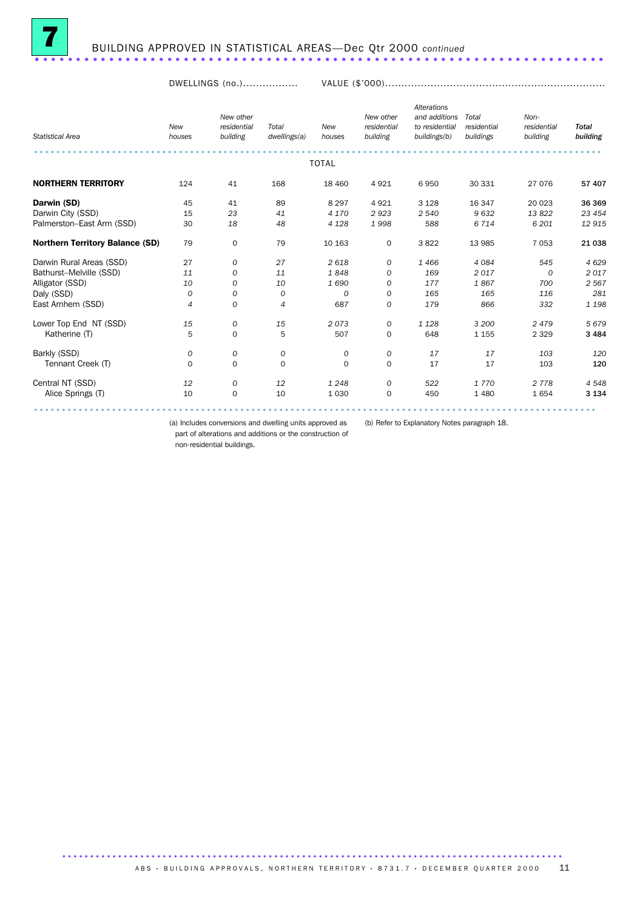# 7 BUILDING APPROVED IN STATISTICAL AREAS—Dec Qtr 2000 *continued*

| Statistical Area | DWELLINGS (no.) | | | VALUE ($'000) | | | | | |
|---|---|---|---|---|---|---|---|---|---|
| | *New houses* | *New other residential building* | *Total dwellings(a)* | *New houses* | *New other residential building* | *Alterations and additions to residential buildings(b)* | *Total residential buildings* | *Non-residential building* | ***Total building*** |
| | | | | TOTAL | | | | | |
| **NORTHERN TERRITORY** | 124 | 41 | 168 | 18 460 | 4 921 | 6 950 | 30 331 | 27 076 | **57 407** |
| **Darwin (SD)** | 45 | 41 | 89 | 8 297 | 4 921 | 3 128 | 16 347 | 20 023 | **36 369** |
| Darwin City (SSD) | 15 | *23* | *41* | *4 170* | *2 923* | *2 540* | *9 632* | *13 822* | *23 454* |
| Palmerston–East Arm (SSD) | 30 | *18* | *48* | *4 128* | *1 998* | 588 | *6 714* | *6 201* | *12 915* |
| **Northern Territory Balance (SD)** | 79 | 0 | 79 | 10 163 | 0 | 3 822 | 13 985 | 7 053 | **21 038** |
| Darwin Rural Areas (SSD) | 27 | *0* | 27 | *2 618* | *0* | *1 466* | *4 084* | 545 | *4 629* |
| Bathurst–Melville (SSD) | *11* | *0* | *11* | *1 848* | *0* | *169* | *2 017* | *0* | *2 017* |
| Alligator (SSD) | *10* | *0* | *10* | *1 690* | *0* | *177* | *1 867* | 700 | *2 567* |
| Daly (SSD) | *0* | *0* | *0* | *0* | *0* | 165 | 165 | *116* | *281* |
| East Arnhem (SSD) | *4* | *0* | *4* | 687 | *0* | *179* | 866 | 332 | *1 198* |
| Lower Top End NT (SSD) | *15* | *0* | *15* | *2 073* | *0* | *1 128* | *3 200* | *2 479* | *5 679* |
| Katherine (T) | 5 | 0 | 5 | 507 | 0 | 648 | 1 155 | 2 329 | **3 484** |
| Barkly (SSD) | *0* | *0* | *0* | *0* | *0* | *17* | *17* | *103* | *120* |
| Tennant Creek (T) | 0 | 0 | 0 | 0 | 0 | 17 | 17 | 103 | **120** |
| Central NT (SSD) | *12* | *0* | *12* | *1 248* | *0* | *522* | *1 770* | *2 778* | *4 548* |
| Alice Springs (T) | 10 | 0 | 10 | 1 030 | 0 | 450 | 1 480 | 1 654 | **3 134** |

(a) Includes conversions and dwelling units approved as part of alterations and additions or the construction of non-residential buildings.

(b) Refer to Explanatory Notes paragraph 18.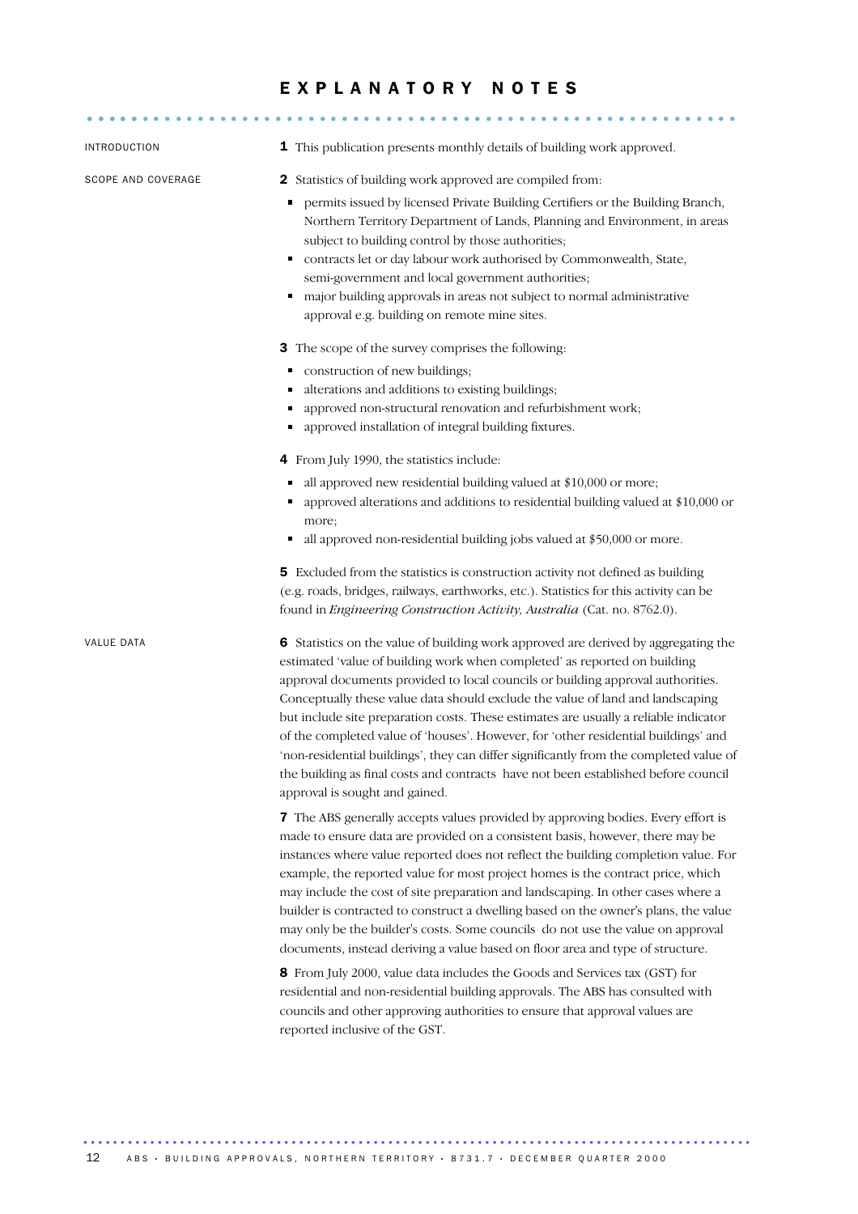# EXPLANATORY NOTES

## INTRODUCTION

**1** This publication presents monthly details of building work approved.

## SCOPE AND COVERAGE

**2** Statistics of building work approved are compiled from:

- permits issued by licensed Private Building Certifiers or the Building Branch, Northern Territory Department of Lands, Planning and Environment, in areas subject to building control by those authorities;
- contracts let or day labour work authorised by Commonwealth, State, semi-government and local government authorities;
- major building approvals in areas not subject to normal administrative approval e.g. building on remote mine sites.

**3** The scope of the survey comprises the following:

- construction of new buildings;
- alterations and additions to existing buildings;
- approved non-structural renovation and refurbishment work;
- approved installation of integral building fixtures.

**4** From July 1990, the statistics include:

- all approved new residential building valued at $10,000 or more;
- approved alterations and additions to residential building valued at $10,000 or more;
- all approved non-residential building jobs valued at $50,000 or more.

**5** Excluded from the statistics is construction activity not defined as building (e.g. roads, bridges, railways, earthworks, etc.). Statistics for this activity can be found in *Engineering Construction Activity, Australia* (Cat. no. 8762.0).

## VALUE DATA

**6** Statistics on the value of building work approved are derived by aggregating the estimated 'value of building work when completed' as reported on building approval documents provided to local councils or building approval authorities. Conceptually these value data should exclude the value of land and landscaping but include site preparation costs. These estimates are usually a reliable indicator of the completed value of 'houses'. However, for 'other residential buildings' and 'non-residential buildings', they can differ significantly from the completed value of the building as final costs and contracts have not been established before council approval is sought and gained.

**7** The ABS generally accepts values provided by approving bodies. Every effort is made to ensure data are provided on a consistent basis, however, there may be instances where value reported does not reflect the building completion value. For example, the reported value for most project homes is the contract price, which may include the cost of site preparation and landscaping. In other cases where a builder is contracted to construct a dwelling based on the owner's plans, the value may only be the builder's costs. Some councils do not use the value on approval documents, instead deriving a value based on floor area and type of structure.

**8** From July 2000, value data includes the Goods and Services tax (GST) for residential and non-residential building approvals. The ABS has consulted with councils and other approving authorities to ensure that approval values are reported inclusive of the GST.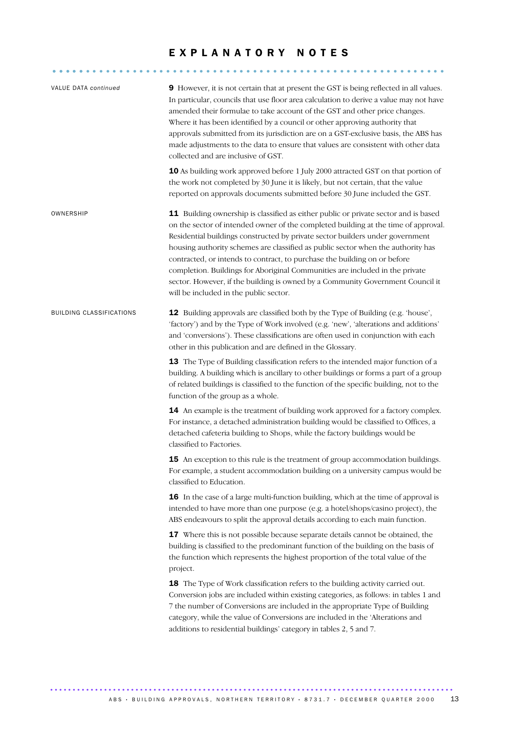# EXPLANATORY NOTES

VALUE DATA *continued*

**9** However, it is not certain that at present the GST is being reflected in all values. In particular, councils that use floor area calculation to derive a value may not have amended their formulae to take account of the GST and other price changes. Where it has been identified by a council or other approving authority that approvals submitted from its jurisdiction are on a GST-exclusive basis, the ABS has made adjustments to the data to ensure that values are consistent with other data collected and are inclusive of GST.

**10** As building work approved before 1 July 2000 attracted GST on that portion of the work not completed by 30 June it is likely, but not certain, that the value reported on approvals documents submitted before 30 June included the GST.

OWNERSHIP

**11** Building ownership is classified as either public or private sector and is based on the sector of intended owner of the completed building at the time of approval. Residential buildings constructed by private sector builders under government housing authority schemes are classified as public sector when the authority has contracted, or intends to contract, to purchase the building on or before completion. Buildings for Aboriginal Communities are included in the private sector. However, if the building is owned by a Community Government Council it will be included in the public sector.

BUILDING CLASSIFICATIONS

**12** Building approvals are classified both by the Type of Building (e.g. 'house', 'factory') and by the Type of Work involved (e.g. 'new', 'alterations and additions' and 'conversions'). These classifications are often used in conjunction with each other in this publication and are defined in the Glossary.

**13** The Type of Building classification refers to the intended major function of a building. A building which is ancillary to other buildings or forms a part of a group of related buildings is classified to the function of the specific building, not to the function of the group as a whole.

**14** An example is the treatment of building work approved for a factory complex. For instance, a detached administration building would be classified to Offices, a detached cafeteria building to Shops, while the factory buildings would be classified to Factories.

**15** An exception to this rule is the treatment of group accommodation buildings. For example, a student accommodation building on a university campus would be classified to Education.

**16** In the case of a large multi-function building, which at the time of approval is intended to have more than one purpose (e.g. a hotel/shops/casino project), the ABS endeavours to split the approval details according to each main function.

**17** Where this is not possible because separate details cannot be obtained, the building is classified to the predominant function of the building on the basis of the function which represents the highest proportion of the total value of the project.

**18** The Type of Work classification refers to the building activity carried out. Conversion jobs are included within existing categories, as follows: in tables 1 and 7 the number of Conversions are included in the appropriate Type of Building category, while the value of Conversions are included in the 'Alterations and additions to residential buildings' category in tables 2, 5 and 7.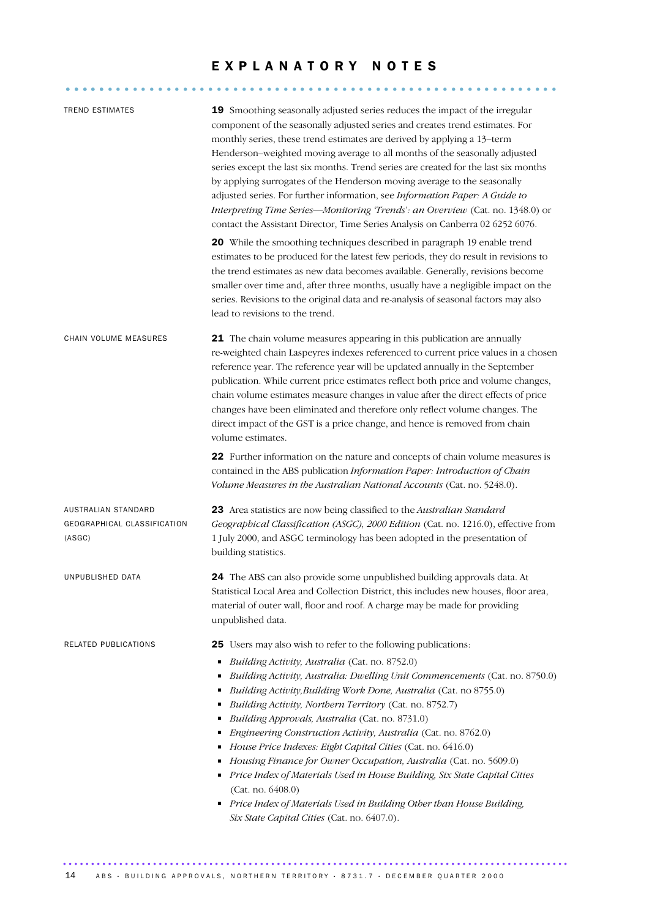# EXPLANATORY NOTES

### TREND ESTIMATES

**19** Smoothing seasonally adjusted series reduces the impact of the irregular component of the seasonally adjusted series and creates trend estimates. For monthly series, these trend estimates are derived by applying a 13–term Henderson–weighted moving average to all months of the seasonally adjusted series except the last six months. Trend series are created for the last six months by applying surrogates of the Henderson moving average to the seasonally adjusted series. For further information, see *Information Paper: A Guide to Interpreting Time Series—Monitoring 'Trends': an Overview* (Cat. no. 1348.0) or contact the Assistant Director, Time Series Analysis on Canberra 02 6252 6076.

**20** While the smoothing techniques described in paragraph 19 enable trend estimates to be produced for the latest few periods, they do result in revisions to the trend estimates as new data becomes available. Generally, revisions become smaller over time and, after three months, usually have a negligible impact on the series. Revisions to the original data and re-analysis of seasonal factors may also lead to revisions to the trend.

### CHAIN VOLUME MEASURES

**21** The chain volume measures appearing in this publication are annually re-weighted chain Laspeyres indexes referenced to current price values in a chosen reference year. The reference year will be updated annually in the September publication. While current price estimates reflect both price and volume changes, chain volume estimates measure changes in value after the direct effects of price changes have been eliminated and therefore only reflect volume changes. The direct impact of the GST is a price change, and hence is removed from chain volume estimates.

**22** Further information on the nature and concepts of chain volume measures is contained in the ABS publication *Information Paper: Introduction of Chain Volume Measures in the Australian National Accounts* (Cat. no. 5248.0).

### AUSTRALIAN STANDARD GEOGRAPHICAL CLASSIFICATION (ASGC)

**23** Area statistics are now being classified to the *Australian Standard Geographical Classification (ASGC), 2000 Edition* (Cat. no. 1216.0), effective from 1 July 2000, and ASGC terminology has been adopted in the presentation of building statistics.

### UNPUBLISHED DATA

**24** The ABS can also provide some unpublished building approvals data. At Statistical Local Area and Collection District, this includes new houses, floor area, material of outer wall, floor and roof. A charge may be made for providing unpublished data.

### RELATED PUBLICATIONS

**25** Users may also wish to refer to the following publications:

- *Building Activity, Australia* (Cat. no. 8752.0)
- *Building Activity, Australia: Dwelling Unit Commencements* (Cat. no. 8750.0)
- *Building Activity,Building Work Done, Australia* (Cat. no 8755.0)
- *Building Activity, Northern Territory* (Cat. no. 8752.7)
- *Building Approvals, Australia* (Cat. no. 8731.0)
- *Engineering Construction Activity, Australia* (Cat. no. 8762.0)
- *House Price Indexes: Eight Capital Cities* (Cat. no. 6416.0)
- *Housing Finance for Owner Occupation, Australia* (Cat. no. 5609.0)
- *Price Index of Materials Used in House Building, Six State Capital Cities* (Cat. no. 6408.0)
- *Price Index of Materials Used in Building Other than House Building, Six State Capital Cities* (Cat. no. 6407.0).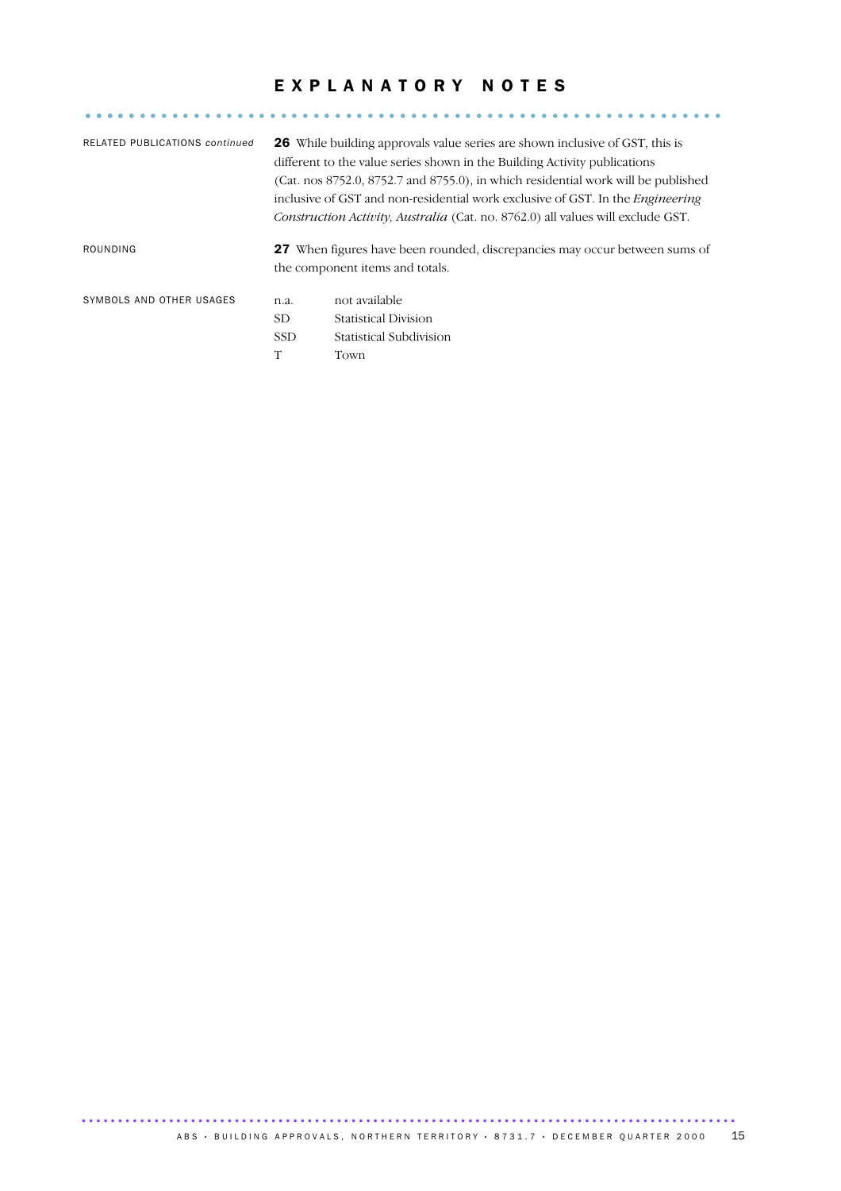# EXPLANATORY NOTES

## RELATED PUBLICATIONS *continued*

**26** While building approvals value series are shown inclusive of GST, this is different to the value series shown in the Building Activity publications (Cat. nos 8752.0, 8752.7 and 8755.0), in which residential work will be published inclusive of GST and non-residential work exclusive of GST. In the *Engineering Construction Activity, Australia* (Cat. no. 8762.0) all values will exclude GST.

## ROUNDING

**27** When figures have been rounded, discrepancies may occur between sums of the component items and totals.

## SYMBOLS AND OTHER USAGES

| | |
|---|---|
| n.a. | not available |
| SD | Statistical Division |
| SSD | Statistical Subdivision |
| T | Town |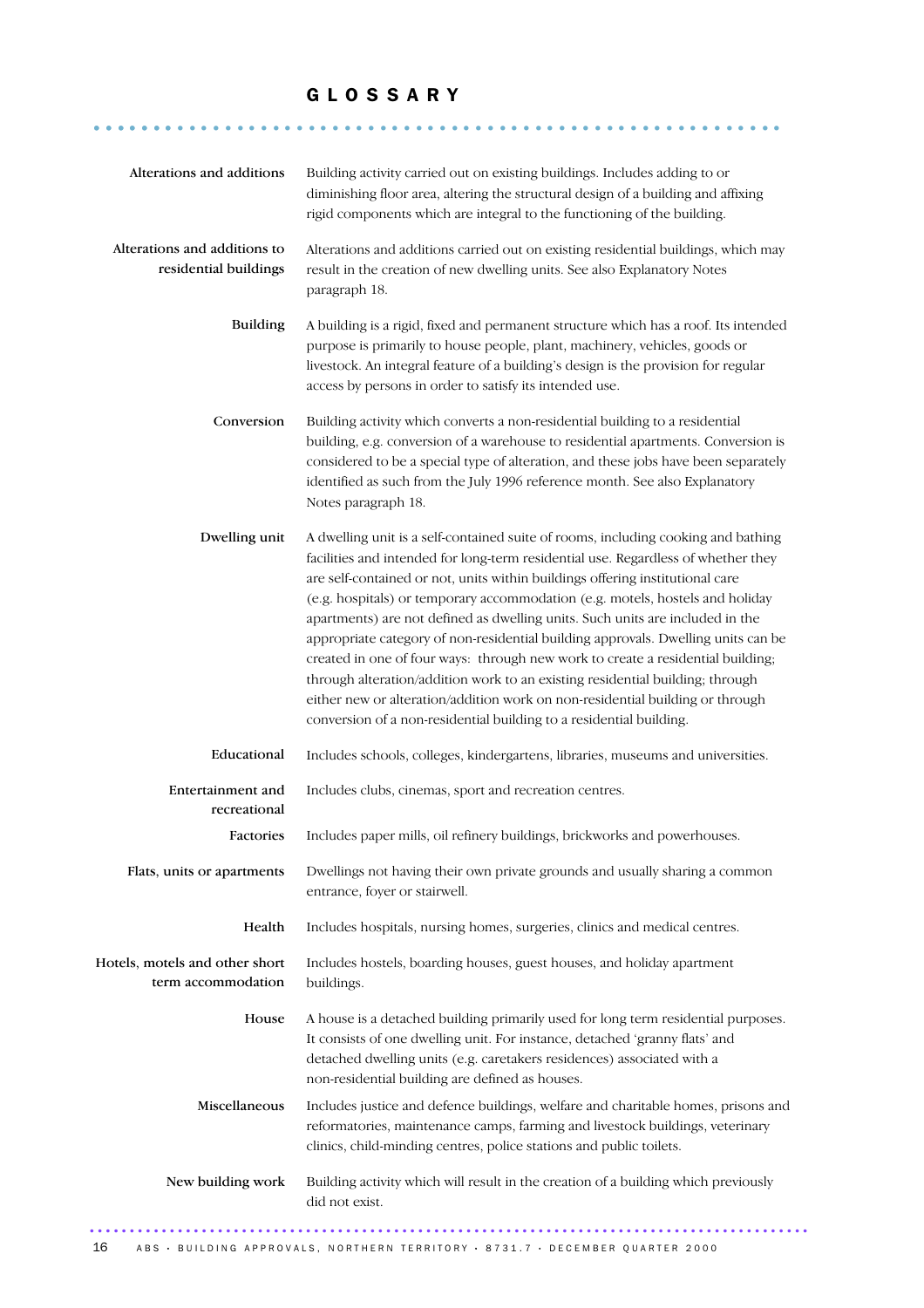# GLOSSARY

**Alterations and additions**
Building activity carried out on existing buildings. Includes adding to or diminishing floor area, altering the structural design of a building and affixing rigid components which are integral to the functioning of the building.

**Alterations and additions to residential buildings**
Alterations and additions carried out on existing residential buildings, which may result in the creation of new dwelling units. See also Explanatory Notes paragraph 18.

**Building**
A building is a rigid, fixed and permanent structure which has a roof. Its intended purpose is primarily to house people, plant, machinery, vehicles, goods or livestock. An integral feature of a building's design is the provision for regular access by persons in order to satisfy its intended use.

**Conversion**
Building activity which converts a non-residential building to a residential building, e.g. conversion of a warehouse to residential apartments. Conversion is considered to be a special type of alteration, and these jobs have been separately identified as such from the July 1996 reference month. See also Explanatory Notes paragraph 18.

**Dwelling unit**
A dwelling unit is a self-contained suite of rooms, including cooking and bathing facilities and intended for long-term residential use. Regardless of whether they are self-contained or not, units within buildings offering institutional care (e.g. hospitals) or temporary accommodation (e.g. motels, hostels and holiday apartments) are not defined as dwelling units. Such units are included in the appropriate category of non-residential building approvals. Dwelling units can be created in one of four ways: through new work to create a residential building; through alteration/addition work to an existing residential building; through either new or alteration/addition work on non-residential building or through conversion of a non-residential building to a residential building.

**Educational**
Includes schools, colleges, kindergartens, libraries, museums and universities.

**Entertainment and recreational**
Includes clubs, cinemas, sport and recreation centres.

**Factories**
Includes paper mills, oil refinery buildings, brickworks and powerhouses.

**Flats, units or apartments**
Dwellings not having their own private grounds and usually sharing a common entrance, foyer or stairwell.

**Health**
Includes hospitals, nursing homes, surgeries, clinics and medical centres.

**Hotels, motels and other short term accommodation**
Includes hostels, boarding houses, guest houses, and holiday apartment buildings.

**House**
A house is a detached building primarily used for long term residential purposes. It consists of one dwelling unit. For instance, detached 'granny flats' and detached dwelling units (e.g. caretakers residences) associated with a non-residential building are defined as houses.

**Miscellaneous**
Includes justice and defence buildings, welfare and charitable homes, prisons and reformatories, maintenance camps, farming and livestock buildings, veterinary clinics, child-minding centres, police stations and public toilets.

**New building work**
Building activity which will result in the creation of a building which previously did not exist.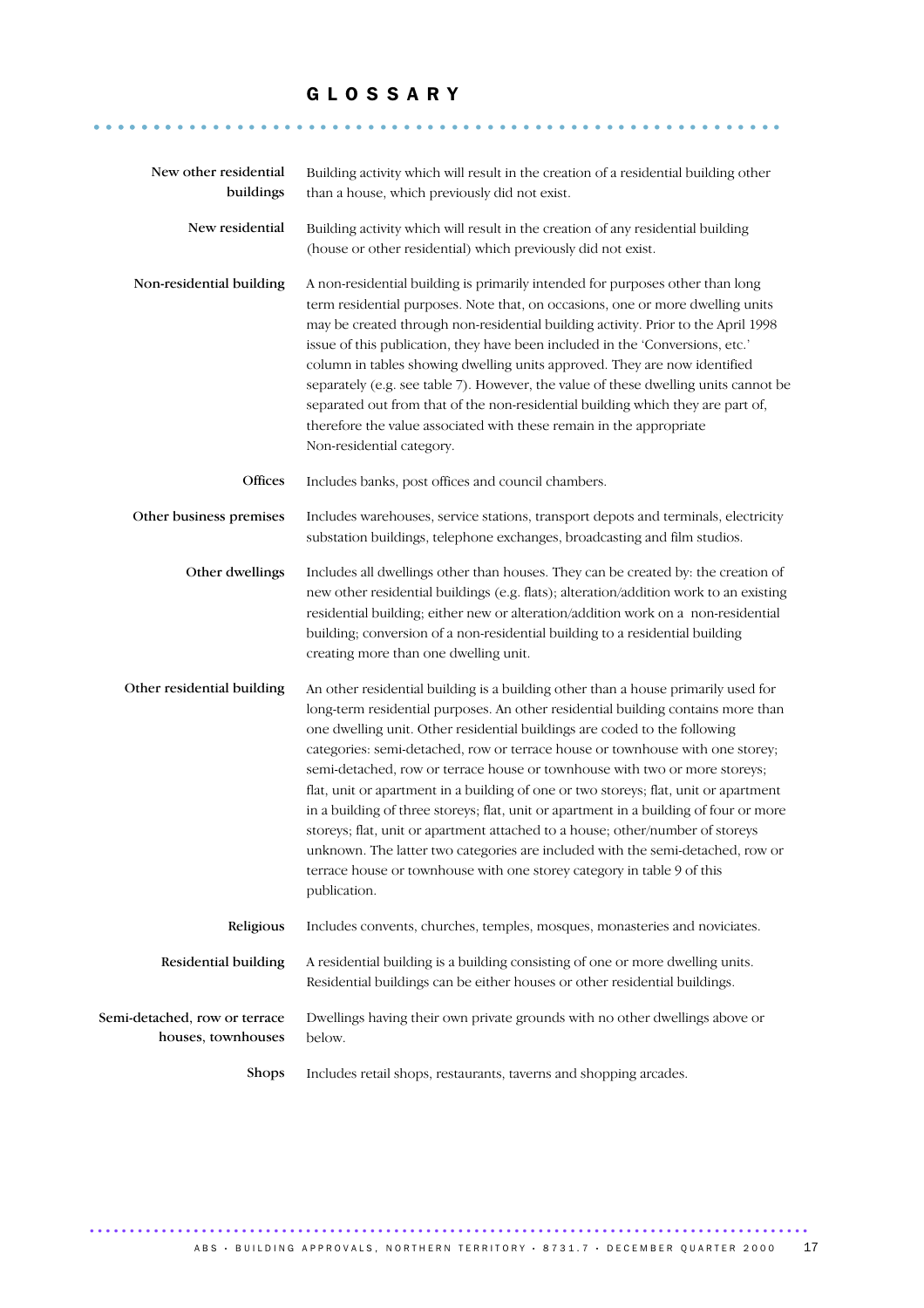# GLOSSARY

**New other residential buildings**
Building activity which will result in the creation of a residential building other than a house, which previously did not exist.

**New residential**
Building activity which will result in the creation of any residential building (house or other residential) which previously did not exist.

**Non-residential building**
A non-residential building is primarily intended for purposes other than long term residential purposes. Note that, on occasions, one or more dwelling units may be created through non-residential building activity. Prior to the April 1998 issue of this publication, they have been included in the 'Conversions, etc.' column in tables showing dwelling units approved. They are now identified separately (e.g. see table 7). However, the value of these dwelling units cannot be separated out from that of the non-residential building which they are part of, therefore the value associated with these remain in the appropriate Non-residential category.

**Offices**
Includes banks, post offices and council chambers.

**Other business premises**
Includes warehouses, service stations, transport depots and terminals, electricity substation buildings, telephone exchanges, broadcasting and film studios.

**Other dwellings**
Includes all dwellings other than houses. They can be created by: the creation of new other residential buildings (e.g. flats); alteration/addition work to an existing residential building; either new or alteration/addition work on a non-residential building; conversion of a non-residential building to a residential building creating more than one dwelling unit.

**Other residential building**
An other residential building is a building other than a house primarily used for long-term residential purposes. An other residential building contains more than one dwelling unit. Other residential buildings are coded to the following categories: semi-detached, row or terrace house or townhouse with one storey; semi-detached, row or terrace house or townhouse with two or more storeys; flat, unit or apartment in a building of one or two storeys; flat, unit or apartment in a building of three storeys; flat, unit or apartment in a building of four or more storeys; flat, unit or apartment attached to a house; other/number of storeys unknown. The latter two categories are included with the semi-detached, row or terrace house or townhouse with one storey category in table 9 of this publication.

**Religious**
Includes convents, churches, temples, mosques, monasteries and noviciates.

**Residential building**
A residential building is a building consisting of one or more dwelling units. Residential buildings can be either houses or other residential buildings.

**Semi-detached, row or terrace houses, townhouses**
Dwellings having their own private grounds with no other dwellings above or below.

**Shops**
Includes retail shops, restaurants, taverns and shopping arcades.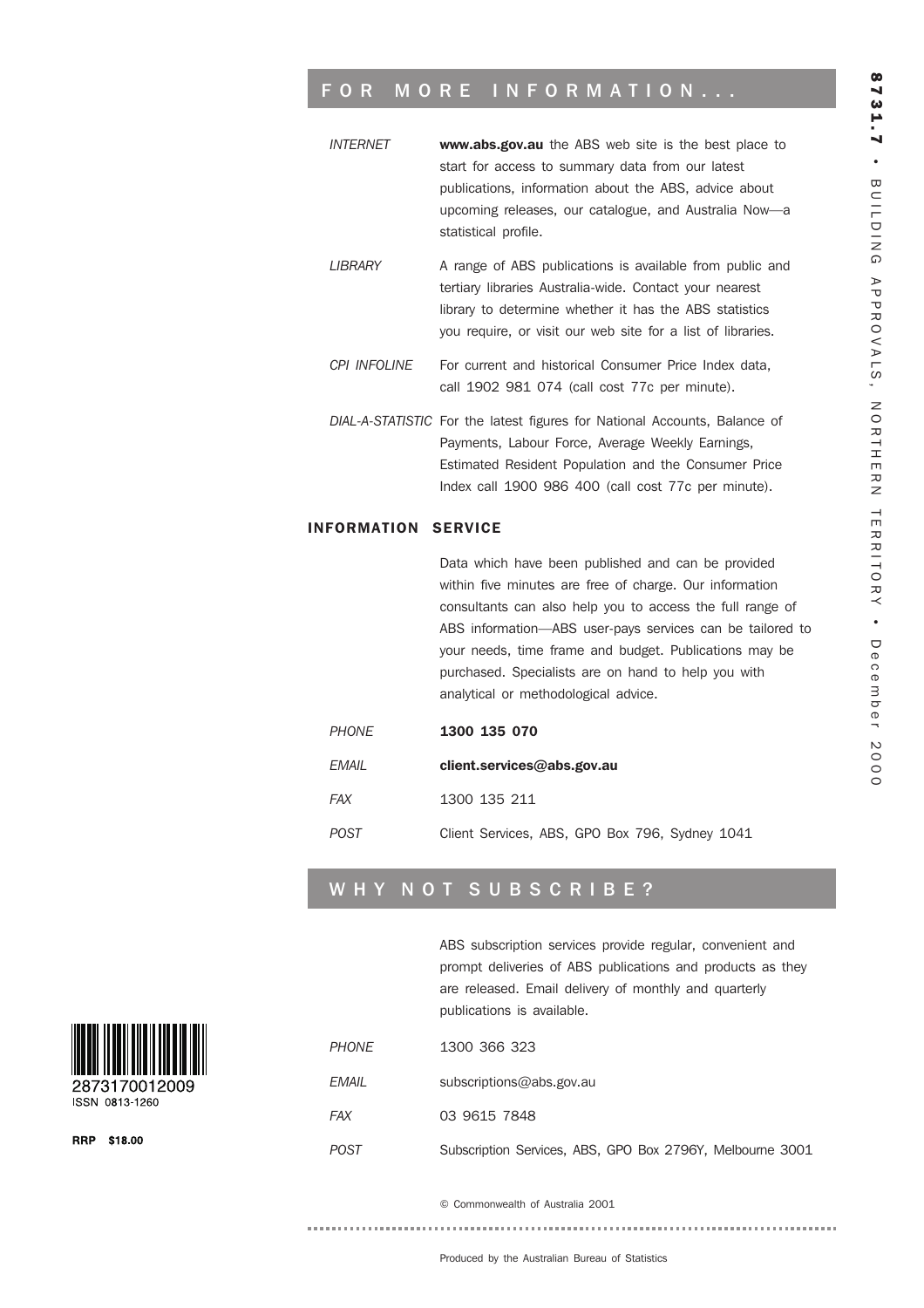## FOR MORE INFORMATION...

*INTERNET* **www.abs.gov.au** the ABS web site is the best place to start for access to summary data from our latest publications, information about the ABS, advice about upcoming releases, our catalogue, and Australia Now—a statistical profile.

*LIBRARY* A range of ABS publications is available from public and tertiary libraries Australia-wide. Contact your nearest library to determine whether it has the ABS statistics you require, or visit our web site for a list of libraries.

*CPI INFOLINE* For current and historical Consumer Price Index data, call 1902 981 074 (call cost 77c per minute).

*DIAL-A-STATISTIC* For the latest figures for National Accounts, Balance of Payments, Labour Force, Average Weekly Earnings, Estimated Resident Population and the Consumer Price Index call 1900 986 400 (call cost 77c per minute).

### INFORMATION SERVICE

Data which have been published and can be provided within five minutes are free of charge. Our information consultants can also help you to access the full range of ABS information—ABS user-pays services can be tailored to your needs, time frame and budget. Publications may be purchased. Specialists are on hand to help you with analytical or methodological advice.

*PHONE* **1300 135 070**

*EMAIL* **client.services@abs.gov.au**

*FAX* 1300 135 211

*POST* Client Services, ABS, GPO Box 796, Sydney 1041

## WHY NOT SUBSCRIBE?

ABS subscription services provide regular, convenient and prompt deliveries of ABS publications and products as they are released. Email delivery of monthly and quarterly publications is available.

*PHONE* 1300 366 323

*EMAIL* subscriptions@abs.gov.au

*FAX* 03 9615 7848

*POST* Subscription Services, ABS, GPO Box 2796Y, Melbourne 3001

© Commonwealth of Australia 2001

2873170012009

ISSN 0813-1260

**RRP $18.00**

Produced by the Australian Bureau of Statistics